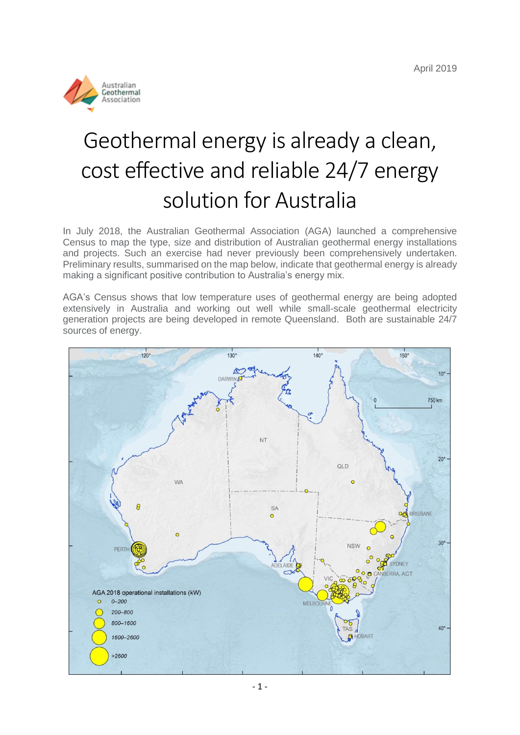April 2019

Australian Geothermal Association

# Geothermal energy is already a clean, cost effective and reliable 24/7 energy solution for Australia

In July 2018, the Australian Geothermal Association (AGA) launched a comprehensive Census to map the type, size and distribution of Australian geothermal energy installations and projects. Such an exercise had never previously been comprehensively undertaken. Preliminary results, summarised on the map below, indicate that geothermal energy is already making a significant positive contribution to Australia's energy mix.

AGA's Census shows that low temperature uses of geothermal energy are being adopted extensively in Australia and working out well while small-scale geothermal electricity generation projects are being developed in remote Queensland. Both are sustainable 24/7 sources of energy.

AGA 2018 operational installations (kW)

- 0–200
- 200–800
- 800–1600
- 1600–2600
- >2600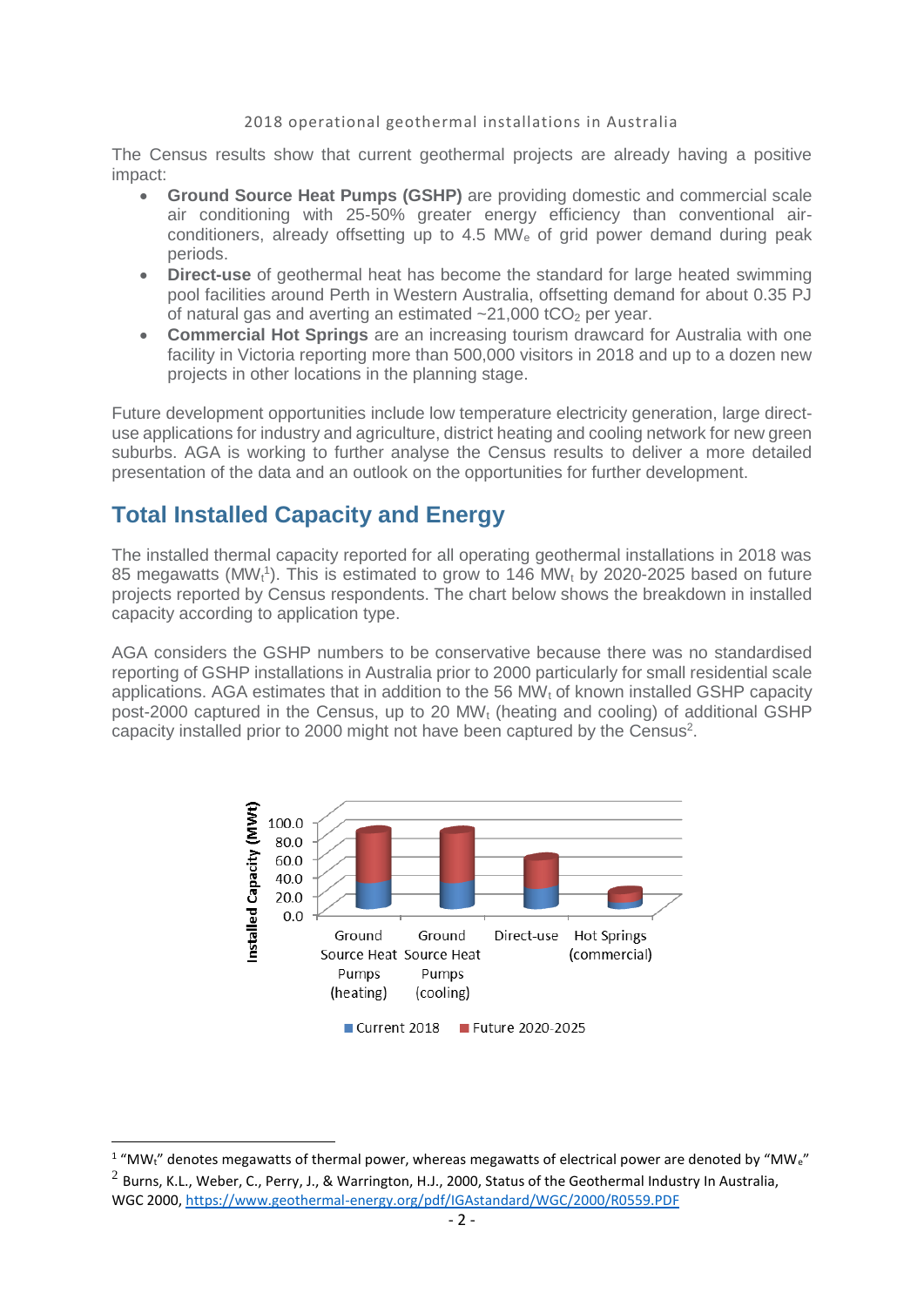2018 operational geothermal installations in Australia

The Census results show that current geothermal projects are already having a positive impact:

- **Ground Source Heat Pumps (GSHP)** are providing domestic and commercial scale air conditioning with 25-50% greater energy efficiency than conventional air-conditioners, already offsetting up to 4.5 $MW_e$ of grid power demand during peak periods.
- **Direct-use** of geothermal heat has become the standard for large heated swimming pool facilities around Perth in Western Australia, offsetting demand for about 0.35 PJ of natural gas and averting an estimated ~21,000 $tCO_2$ per year.
- **Commercial Hot Springs** are an increasing tourism drawcard for Australia with one facility in Victoria reporting more than 500,000 visitors in 2018 and up to a dozen new projects in other locations in the planning stage.

Future development opportunities include low temperature electricity generation, large direct-use applications for industry and agriculture, district heating and cooling network for new green suburbs. AGA is working to further analyse the Census results to deliver a more detailed presentation of the data and an outlook on the opportunities for further development.

## Total Installed Capacity and Energy

The installed thermal capacity reported for all operating geothermal installations in 2018 was 85 megawatts ($MW_t$[1]). This is estimated to grow to 146 $MW_t$ by 2020-2025 based on future projects reported by Census respondents. The chart below shows the breakdown in installed capacity according to application type.

AGA considers the GSHP numbers to be conservative because there was no standardised reporting of GSHP installations in Australia prior to 2000 particularly for small residential scale applications. AGA estimates that in addition to the 56 $MW_t$ of known installed GSHP capacity post-2000 captured in the Census, up to 20 $MW_t$ (heating and cooling) of additional GSHP capacity installed prior to 2000 might not have been captured by the Census[2].

---

[1] "$MW_t$" denotes megawatts of thermal power, whereas megawatts of electrical power are denoted by "$MW_e$"

[2] Burns, K.L., Weber, C., Perry, J., & Warrington, H.J., 2000, Status of the Geothermal Industry In Australia, WGC 2000, https://www.geothermal-energy.org/pdf/IGAstandard/WGC/2000/R0559.PDF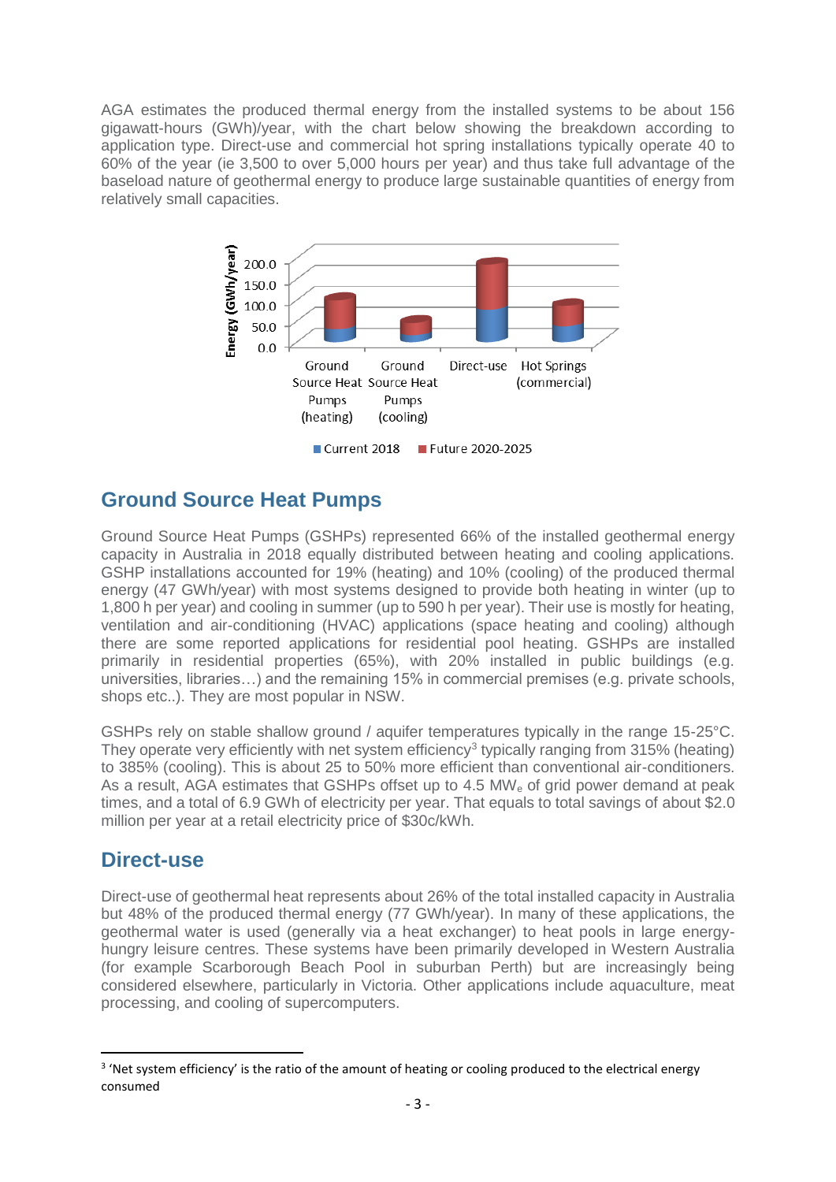AGA estimates the produced thermal energy from the installed systems to be about 156 gigawatt-hours (GWh)/year, with the chart below showing the breakdown according to application type. Direct-use and commercial hot spring installations typically operate 40 to 60% of the year (ie 3,500 to over 5,000 hours per year) and thus take full advantage of the baseload nature of geothermal energy to produce large sustainable quantities of energy from relatively small capacities.

## Ground Source Heat Pumps

Ground Source Heat Pumps (GSHPs) represented 66% of the installed geothermal energy capacity in Australia in 2018 equally distributed between heating and cooling applications. GSHP installations accounted for 19% (heating) and 10% (cooling) of the produced thermal energy (47 GWh/year) with most systems designed to provide both heating in winter (up to 1,800 h per year) and cooling in summer (up to 590 h per year). Their use is mostly for heating, ventilation and air-conditioning (HVAC) applications (space heating and cooling) although there are some reported applications for residential pool heating. GSHPs are installed primarily in residential properties (65%), with 20% installed in public buildings (e.g. universities, libraries…) and the remaining 15% in commercial premises (e.g. private schools, shops etc..). They are most popular in NSW.

GSHPs rely on stable shallow ground / aquifer temperatures typically in the range 15-25°C. They operate very efficiently with net system efficiency[3] typically ranging from 315% (heating) to 385% (cooling). This is about 25 to 50% more efficient than conventional air-conditioners. As a result, AGA estimates that GSHPs offset up to 4.5 $MW_e$ of grid power demand at peak times, and a total of 6.9 GWh of electricity per year. That equals to total savings of about $2.0 million per year at a retail electricity price of $30c/kWh.

## Direct-use

Direct-use of geothermal heat represents about 26% of the total installed capacity in Australia but 48% of the produced thermal energy (77 GWh/year). In many of these applications, the geothermal water is used (generally via a heat exchanger) to heat pools in large energy-hungry leisure centres. These systems have been primarily developed in Western Australia (for example Scarborough Beach Pool in suburban Perth) but are increasingly being considered elsewhere, particularly in Victoria. Other applications include aquaculture, meat processing, and cooling of supercomputers.

---

[3] 'Net system efficiency' is the ratio of the amount of heating or cooling produced to the electrical energy consumed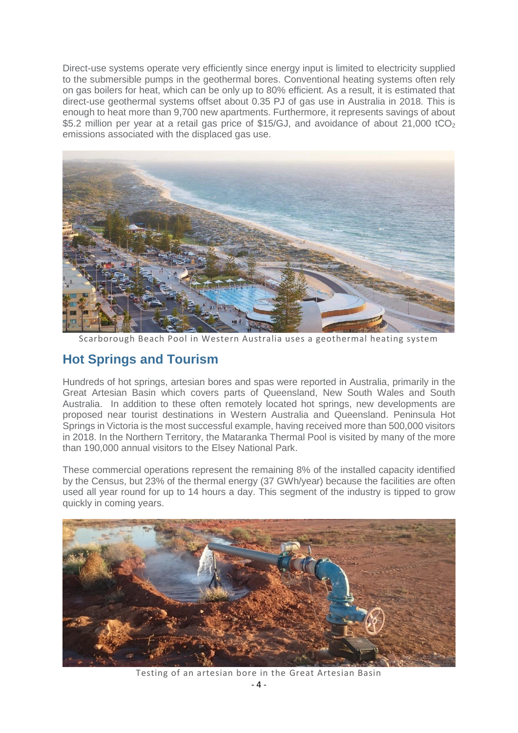Direct-use systems operate very efficiently since energy input is limited to electricity supplied to the submersible pumps in the geothermal bores. Conventional heating systems often rely on gas boilers for heat, which can be only up to 80% efficient. As a result, it is estimated that direct-use geothermal systems offset about 0.35 PJ of gas use in Australia in 2018. This is enough to heat more than 9,700 new apartments. Furthermore, it represents savings of about $5.2 million per year at a retail gas price of $15/GJ, and avoidance of about 21,000 $tCO_2$ emissions associated with the displaced gas use.

Scarborough Beach Pool in Western Australia uses a geothermal heating system

## Hot Springs and Tourism

Hundreds of hot springs, artesian bores and spas were reported in Australia, primarily in the Great Artesian Basin which covers parts of Queensland, New South Wales and South Australia. In addition to these often remotely located hot springs, new developments are proposed near tourist destinations in Western Australia and Queensland. Peninsula Hot Springs in Victoria is the most successful example, having received more than 500,000 visitors in 2018. In the Northern Territory, the Mataranka Thermal Pool is visited by many of the more than 190,000 annual visitors to the Elsey National Park.

These commercial operations represent the remaining 8% of the installed capacity identified by the Census, but 23% of the thermal energy (37 GWh/year) because the facilities are often used all year round for up to 14 hours a day. This segment of the industry is tipped to grow quickly in coming years.

Testing of an artesian bore in the Great Artesian Basin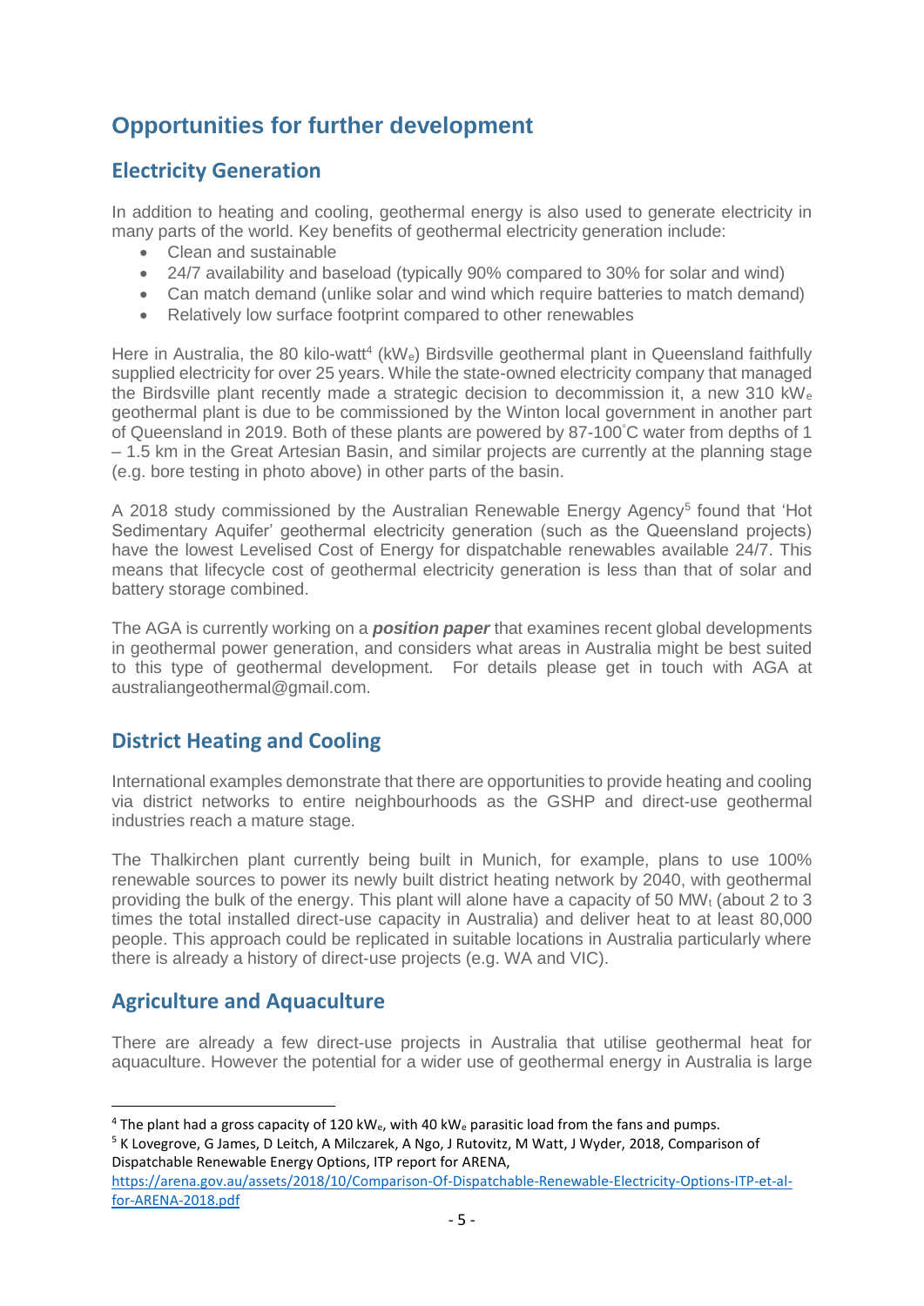# Opportunities for further development

## Electricity Generation

In addition to heating and cooling, geothermal energy is also used to generate electricity in many parts of the world. Key benefits of geothermal electricity generation include:

- Clean and sustainable
- 24/7 availability and baseload (typically 90% compared to 30% for solar and wind)
- Can match demand (unlike solar and wind which require batteries to match demand)
- Relatively low surface footprint compared to other renewables

Here in Australia, the 80 kilo-watt[4] ($kW_e$) Birdsville geothermal plant in Queensland faithfully supplied electricity for over 25 years. While the state-owned electricity company that managed the Birdsville plant recently made a strategic decision to decommission it, a new 310 $kW_e$ geothermal plant is due to be commissioned by the Winton local government in another part of Queensland in 2019. Both of these plants are powered by 87-100°C water from depths of 1 – 1.5 km in the Great Artesian Basin, and similar projects are currently at the planning stage (e.g. bore testing in photo above) in other parts of the basin.

A 2018 study commissioned by the Australian Renewable Energy Agency[5] found that 'Hot Sedimentary Aquifer' geothermal electricity generation (such as the Queensland projects) have the lowest Levelised Cost of Energy for dispatchable renewables available 24/7. This means that lifecycle cost of geothermal electricity generation is less than that of solar and battery storage combined.

The AGA is currently working on a ***position paper*** that examines recent global developments in geothermal power generation, and considers what areas in Australia might be best suited to this type of geothermal development. For details please get in touch with AGA at australiangeothermal@gmail.com.

## District Heating and Cooling

International examples demonstrate that there are opportunities to provide heating and cooling via district networks to entire neighbourhoods as the GSHP and direct-use geothermal industries reach a mature stage.

The Thalkirchen plant currently being built in Munich, for example, plans to use 100% renewable sources to power its newly built district heating network by 2040, with geothermal providing the bulk of the energy. This plant will alone have a capacity of 50 $MW_t$ (about 2 to 3 times the total installed direct-use capacity in Australia) and deliver heat to at least 80,000 people. This approach could be replicated in suitable locations in Australia particularly where there is already a history of direct-use projects (e.g. WA and VIC).

## Agriculture and Aquaculture

There are already a few direct-use projects in Australia that utilise geothermal heat for aquaculture. However the potential for a wider use of geothermal energy in Australia is large

---

[4] The plant had a gross capacity of 120 $kW_e$, with 40 $kW_e$ parasitic load from the fans and pumps.

[5] K Lovegrove, G James, D Leitch, A Milczarek, A Ngo, J Rutovitz, M Watt, J Wyder, 2018, Comparison of Dispatchable Renewable Energy Options, ITP report for ARENA, https://arena.gov.au/assets/2018/10/Comparison-Of-Dispatchable-Renewable-Electricity-Options-ITP-et-al-for-ARENA-2018.pdf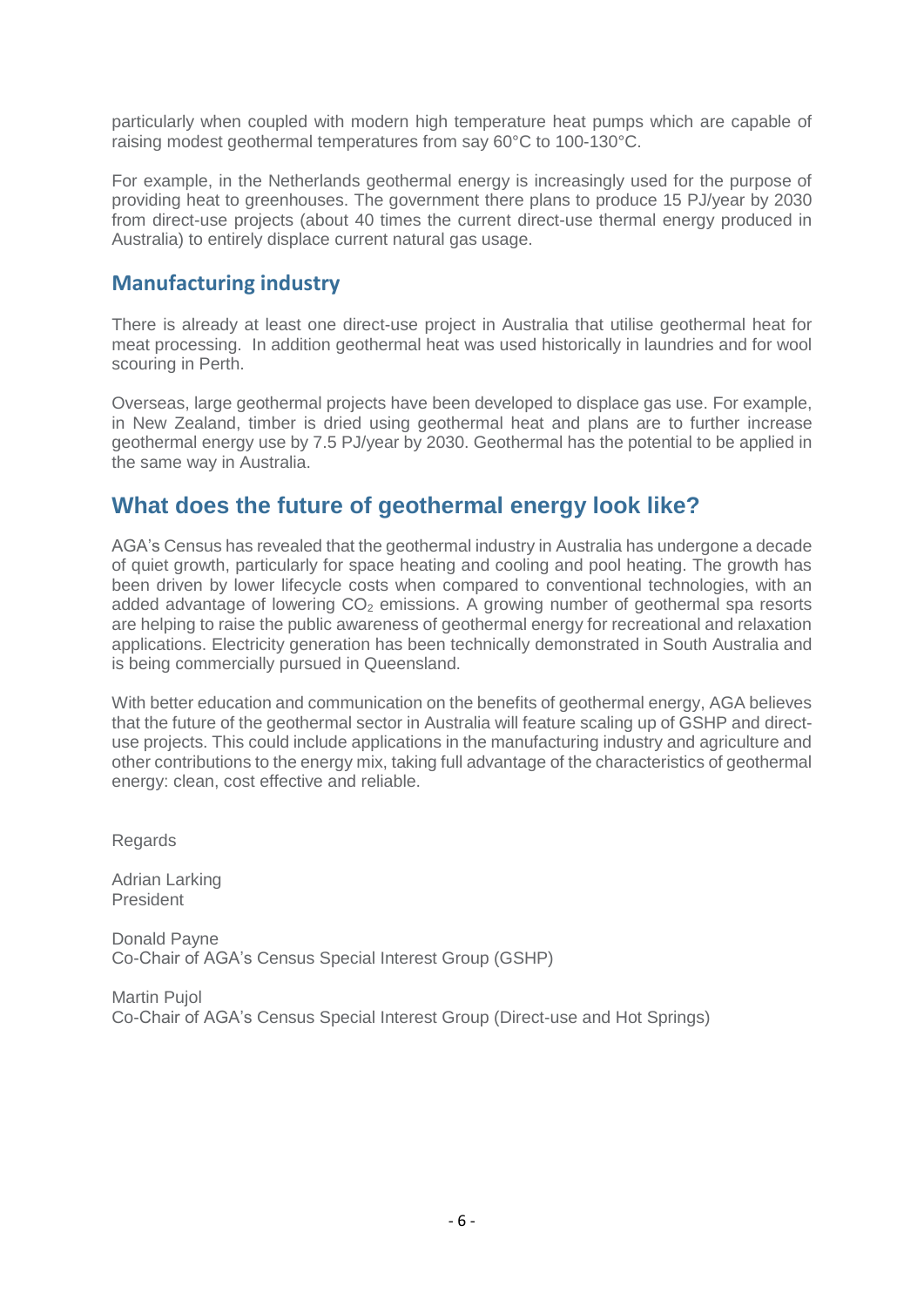particularly when coupled with modern high temperature heat pumps which are capable of raising modest geothermal temperatures from say 60°C to 100-130°C.

For example, in the Netherlands geothermal energy is increasingly used for the purpose of providing heat to greenhouses. The government there plans to produce 15 PJ/year by 2030 from direct-use projects (about 40 times the current direct-use thermal energy produced in Australia) to entirely displace current natural gas usage.

### Manufacturing industry

There is already at least one direct-use project in Australia that utilise geothermal heat for meat processing. In addition geothermal heat was used historically in laundries and for wool scouring in Perth.

Overseas, large geothermal projects have been developed to displace gas use. For example, in New Zealand, timber is dried using geothermal heat and plans are to further increase geothermal energy use by 7.5 PJ/year by 2030. Geothermal has the potential to be applied in the same way in Australia.

## What does the future of geothermal energy look like?

AGA's Census has revealed that the geothermal industry in Australia has undergone a decade of quiet growth, particularly for space heating and cooling and pool heating. The growth has been driven by lower lifecycle costs when compared to conventional technologies, with an added advantage of lowering $CO_2$ emissions. A growing number of geothermal spa resorts are helping to raise the public awareness of geothermal energy for recreational and relaxation applications. Electricity generation has been technically demonstrated in South Australia and is being commercially pursued in Queensland.

With better education and communication on the benefits of geothermal energy, AGA believes that the future of the geothermal sector in Australia will feature scaling up of GSHP and direct-use projects. This could include applications in the manufacturing industry and agriculture and other contributions to the energy mix, taking full advantage of the characteristics of geothermal energy: clean, cost effective and reliable.

Regards

Adrian Larking
President

Donald Payne
Co-Chair of AGA's Census Special Interest Group (GSHP)

Martin Pujol
Co-Chair of AGA's Census Special Interest Group (Direct-use and Hot Springs)